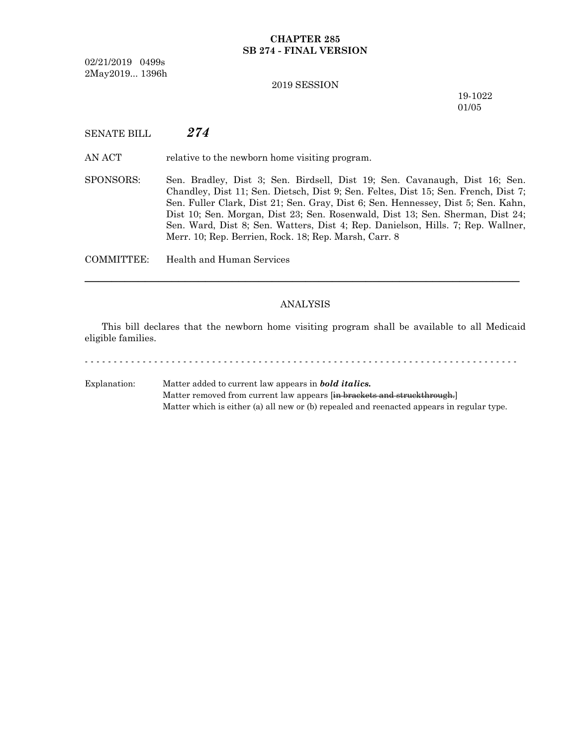**CHAPTER 285**
**SB 274 - FINAL VERSION**

02/21/2019 0499s
2May2019... 1396h

2019 SESSION

19-1022
01/05

SENATE BILL ***274***

AN ACT relative to the newborn home visiting program.

SPONSORS: Sen. Bradley, Dist 3; Sen. Birdsell, Dist 19; Sen. Cavanaugh, Dist 16; Sen. Chandley, Dist 11; Sen. Dietsch, Dist 9; Sen. Feltes, Dist 15; Sen. French, Dist 7; Sen. Fuller Clark, Dist 21; Sen. Gray, Dist 6; Sen. Hennessey, Dist 5; Sen. Kahn, Dist 10; Sen. Morgan, Dist 23; Sen. Rosenwald, Dist 13; Sen. Sherman, Dist 24; Sen. Ward, Dist 8; Sen. Watters, Dist 4; Rep. Danielson, Hills. 7; Rep. Wallner, Merr. 10; Rep. Berrien, Rock. 18; Rep. Marsh, Carr. 8

COMMITTEE: Health and Human Services

---

ANALYSIS

This bill declares that the newborn home visiting program shall be available to all Medicaid eligible families.

- - - - - - - - - - - - - - - - - - - - - - - - - - - - - - - - - - - - - - - - - - - - - - - - - - - - - - - - - - - - - - - - - - - - - - - - - - -

Explanation: Matter added to current law appears in ***bold italics.***
Matter removed from current law appears [~~in brackets and struckthrough.~~]
Matter which is either (a) all new or (b) repealed and reenacted appears in regular type.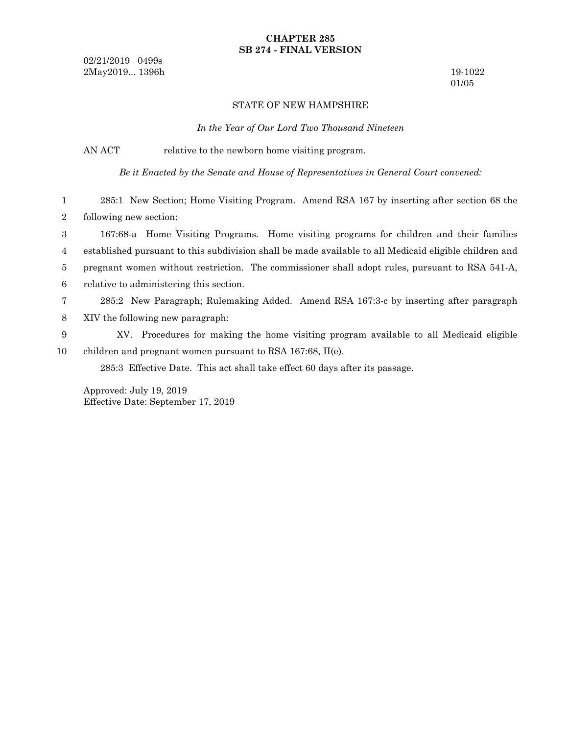**CHAPTER 285**
**SB 274 - FINAL VERSION**

02/21/2019 0499s
2May2019... 1396h

19-1022
01/05

STATE OF NEW HAMPSHIRE

*In the Year of Our Lord Two Thousand Nineteen*

AN ACT relative to the newborn home visiting program.

*Be it Enacted by the Senate and House of Representatives in General Court convened:*

285:1 New Section; Home Visiting Program. Amend RSA 167 by inserting after section 68 the following new section:

167:68-a Home Visiting Programs. Home visiting programs for children and their families established pursuant to this subdivision shall be made available to all Medicaid eligible children and pregnant women without restriction. The commissioner shall adopt rules, pursuant to RSA 541-A, relative to administering this section.

285:2 New Paragraph; Rulemaking Added. Amend RSA 167:3-c by inserting after paragraph XIV the following new paragraph:

XV. Procedures for making the home visiting program available to all Medicaid eligible children and pregnant women pursuant to RSA 167:68, II(e).

285:3 Effective Date. This act shall take effect 60 days after its passage.

Approved: July 19, 2019
Effective Date: September 17, 2019